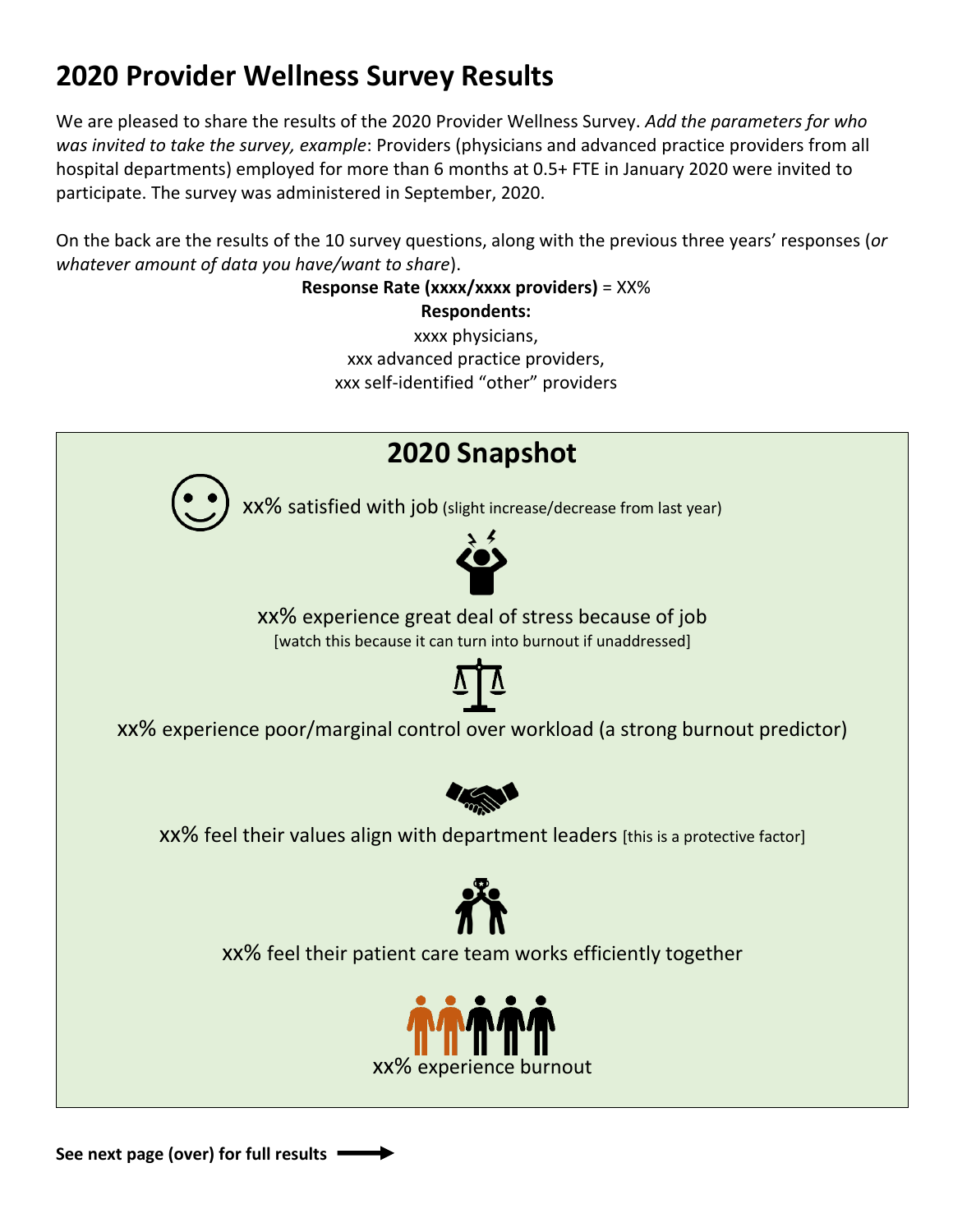# 2020 Provider Wellness Survey Results

We are pleased to share the results of the 2020 Provider Wellness Survey. *Add the parameters for who was invited to take the survey, example*: Providers (physicians and advanced practice providers from all hospital departments) employed for more than 6 months at 0.5+ FTE in January 2020 were invited to participate. The survey was administered in September, 2020.

On the back are the results of the 10 survey questions, along with the previous three years' responses (*or whatever amount of data you have/want to share*).

**Response Rate (xxxx/xxxx providers)** = XX%

**Respondents:**

xxxx physicians,
xxx advanced practice providers,
xxx self-identified "other" providers

## 2020 Snapshot

xx% satisfied with job (slight increase/decrease from last year)

xx% experience great deal of stress because of job
[watch this because it can turn into burnout if unaddressed]

xx% experience poor/marginal control over workload (a strong burnout predictor)

xx% feel their values align with department leaders [this is a protective factor]

xx% feel their patient care team works efficiently together

xx% experience burnout

**See next page (over) for full results** ⟶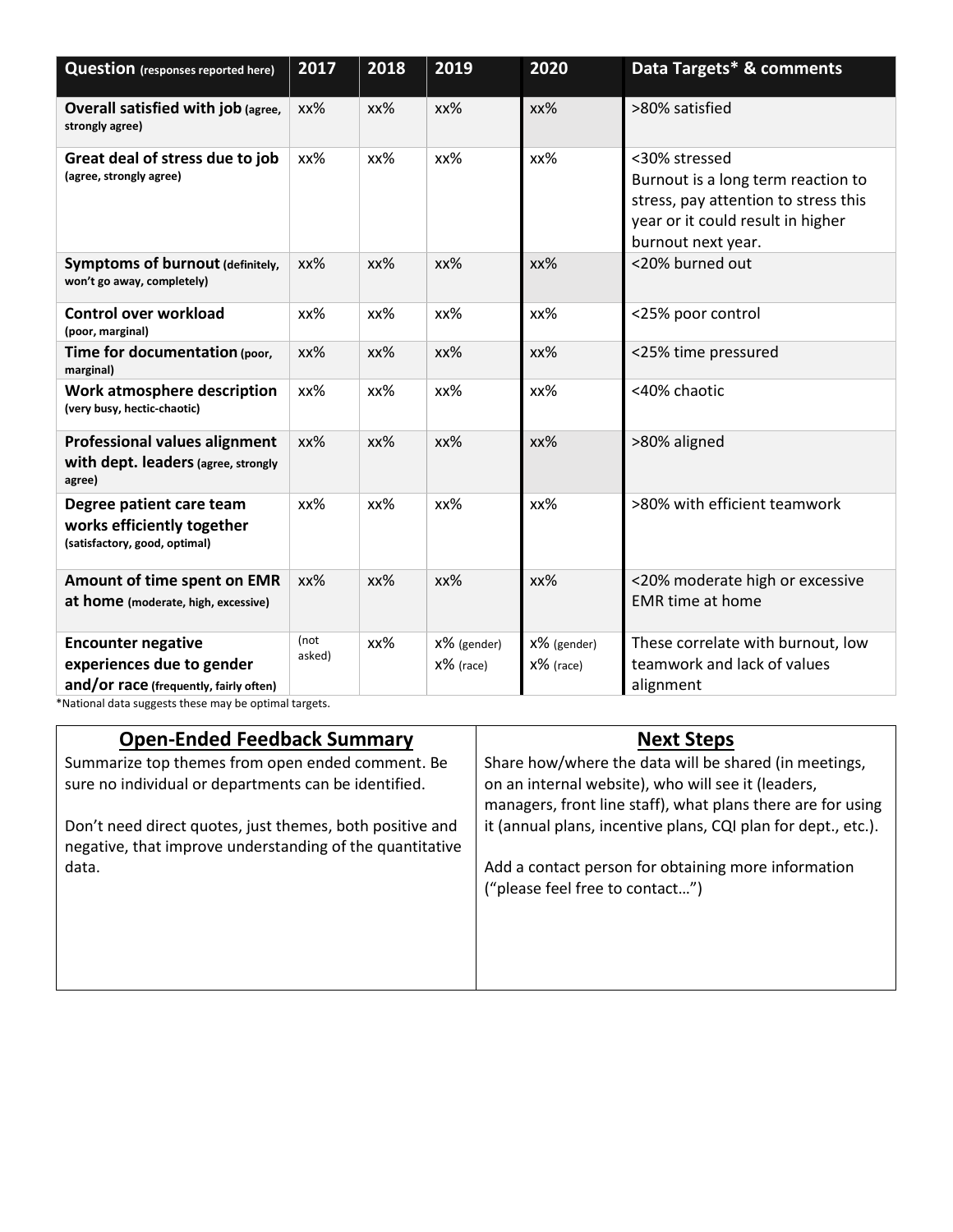| **Question** (responses reported here) | **2017** | **2018** | **2019** | **2020** | **Data Targets* & comments** |
|---|---|---|---|---|---|
| **Overall satisfied with job** (agree, strongly agree) | xx% | xx% | xx% | xx% | >80% satisfied |
| **Great deal of stress due to job** (agree, strongly agree) | xx% | xx% | xx% | xx% | <30% stressed<br>Burnout is a long term reaction to stress, pay attention to stress this year or it could result in higher burnout next year. |
| **Symptoms of burnout** (definitely, won't go away, completely) | xx% | xx% | xx% | xx% | <20% burned out |
| **Control over workload** (poor, marginal) | xx% | xx% | xx% | xx% | <25% poor control |
| **Time for documentation** (poor, marginal) | xx% | xx% | xx% | xx% | <25% time pressured |
| **Work atmosphere description** (very busy, hectic-chaotic) | xx% | xx% | xx% | xx% | <40% chaotic |
| **Professional values alignment with dept. leaders** (agree, strongly agree) | xx% | xx% | xx% | xx% | >80% aligned |
| **Degree patient care team works efficiently together** (satisfactory, good, optimal) | xx% | xx% | xx% | xx% | >80% with efficient teamwork |
| **Amount of time spent on EMR at home** (moderate, high, excessive) | xx% | xx% | xx% | xx% | <20% moderate high or excessive EMR time at home |
| **Encounter negative experiences due to gender and/or race** (frequently, fairly often) | (not asked) | xx% | x% (gender)<br>x% (race) | x% (gender)<br>x% (race) | These correlate with burnout, low teamwork and lack of values alignment |

*National data suggests these may be optimal targets.

| **Open-Ended Feedback Summary** | **Next Steps** |
|---|---|
| Summarize top themes from open ended comment. Be sure no individual or departments can be identified.<br><br>Don't need direct quotes, just themes, both positive and negative, that improve understanding of the quantitative data. | Share how/where the data will be shared (in meetings, on an internal website), who will see it (leaders, managers, front line staff), what plans there are for using it (annual plans, incentive plans, CQI plan for dept., etc.).<br><br>Add a contact person for obtaining more information ("please feel free to contact…") |